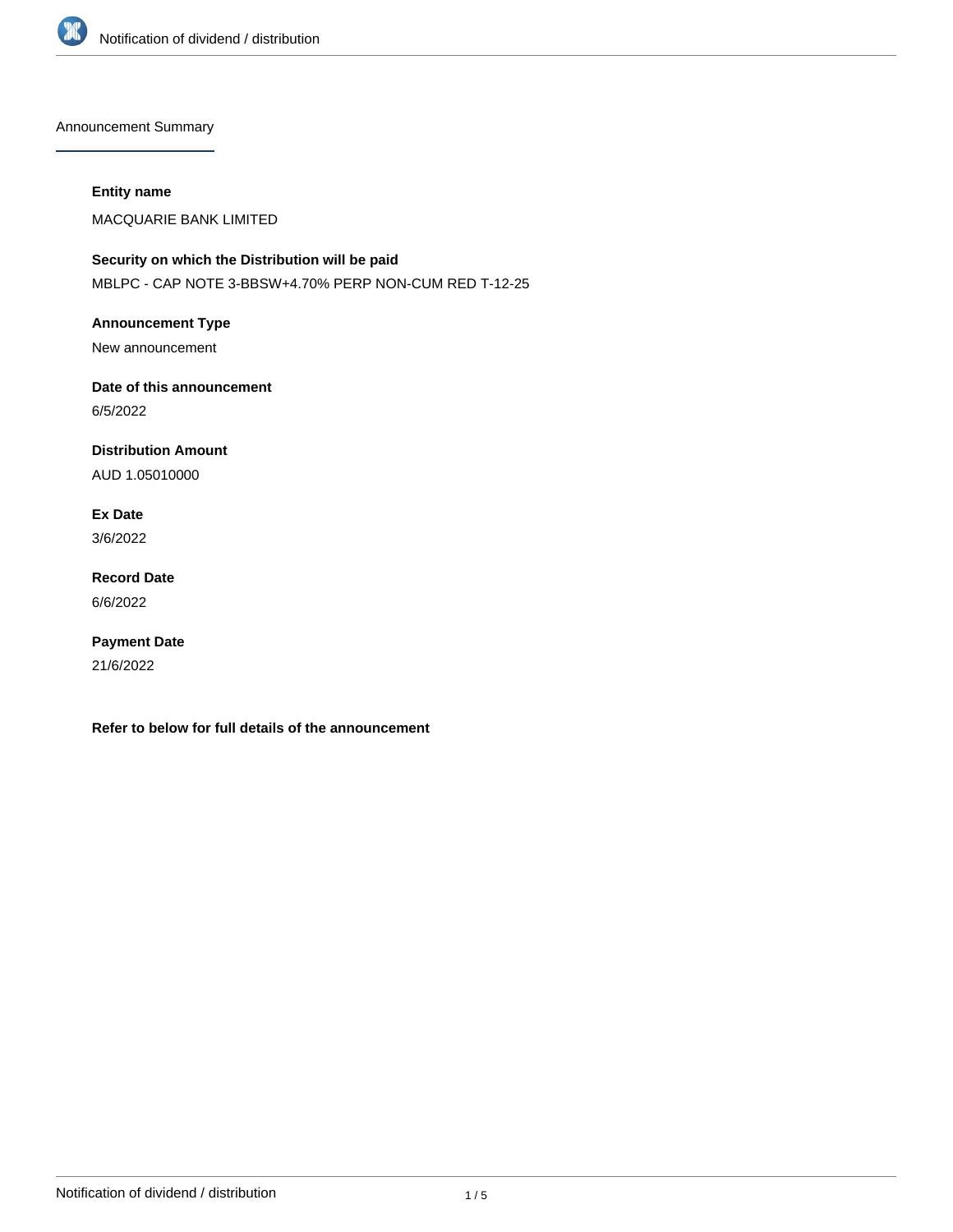## Announcement Summary

**Entity name**

MACQUARIE BANK LIMITED

**Security on which the Distribution will be paid**

MBLPC - CAP NOTE 3-BBSW+4.70% PERP NON-CUM RED T-12-25

**Announcement Type**

New announcement

**Date of this announcement**

6/5/2022

**Distribution Amount**

AUD 1.05010000

**Ex Date**

3/6/2022

**Record Date**

6/6/2022

**Payment Date**

21/6/2022

**Refer to below for full details of the announcement**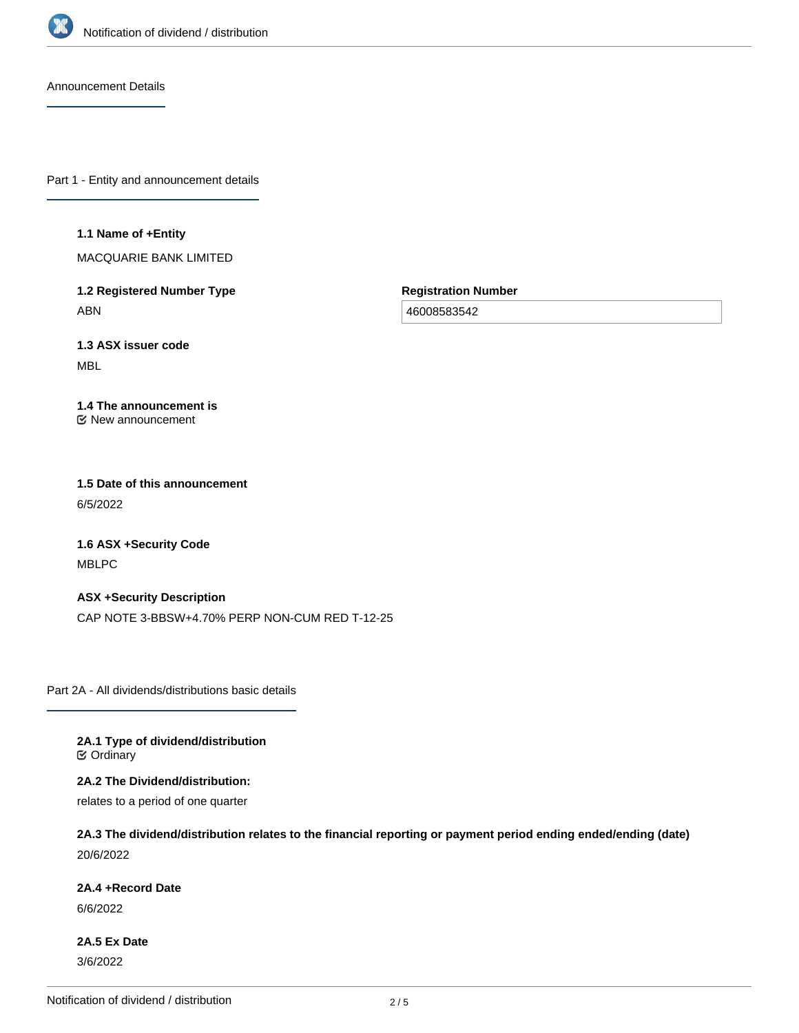## Announcement Details

### Part 1 - Entity and announcement details

**1.1 Name of +Entity**

MACQUARIE BANK LIMITED

**1.2 Registered Number Type**

ABN

**Registration Number**

46008583542

**1.3 ASX issuer code**

MBL

**1.4 The announcement is**

New announcement

**1.5 Date of this announcement**

6/5/2022

**1.6 ASX +Security Code**

MBLPC

**ASX +Security Description**

CAP NOTE 3-BBSW+4.70% PERP NON-CUM RED T-12-25

### Part 2A - All dividends/distributions basic details

**2A.1 Type of dividend/distribution**

Ordinary

**2A.2 The Dividend/distribution:**

relates to a period of one quarter

**2A.3 The dividend/distribution relates to the financial reporting or payment period ending ended/ending (date)**

20/6/2022

**2A.4 +Record Date**

6/6/2022

**2A.5 Ex Date**

3/6/2022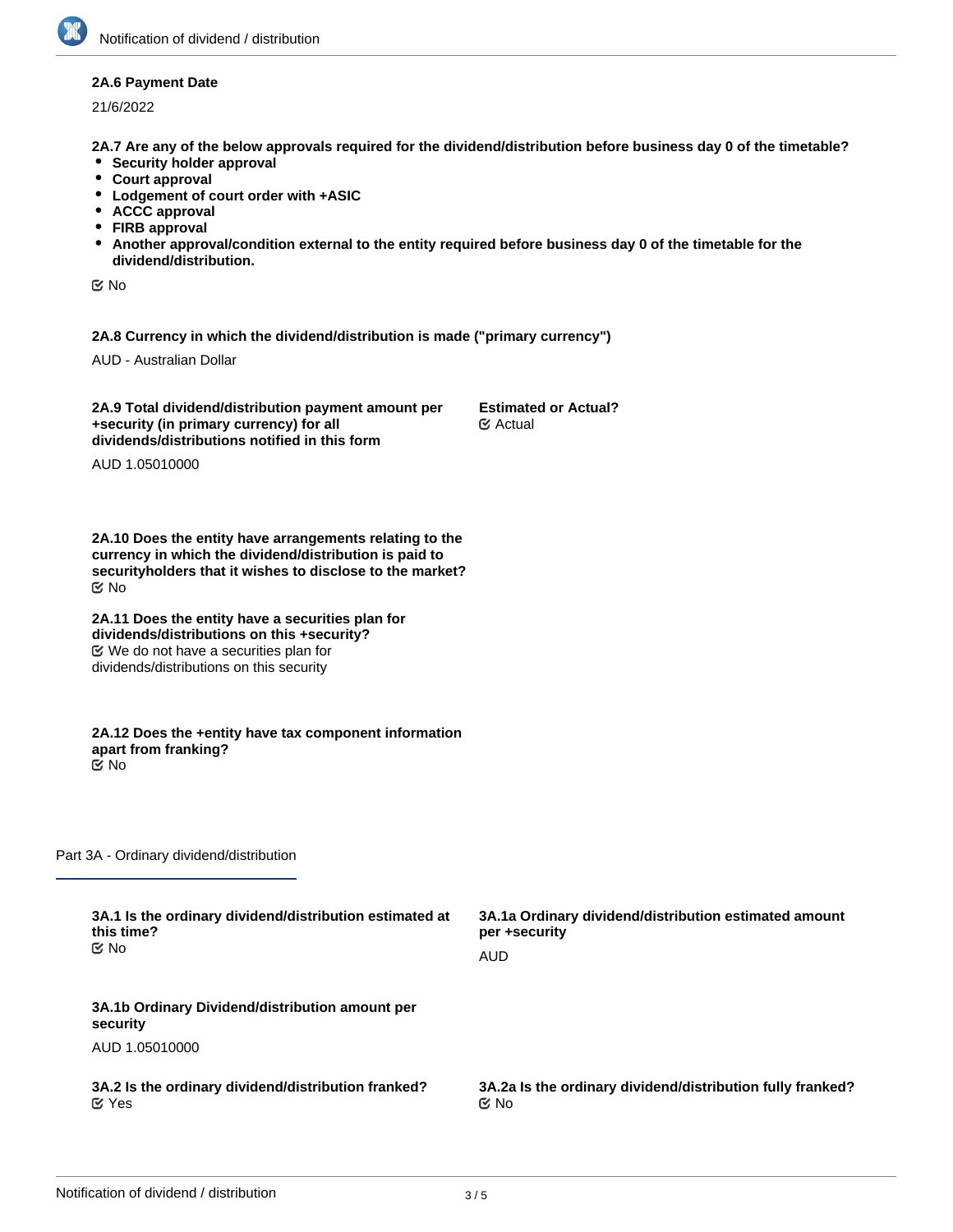**2A.6 Payment Date**

21/6/2022

**2A.7 Are any of the below approvals required for the dividend/distribution before business day 0 of the timetable?**

- **Security holder approval**
- **Court approval**
- **Lodgement of court order with +ASIC**
- **ACCC approval**
- **FIRB approval**
- **Another approval/condition external to the entity required before business day 0 of the timetable for the dividend/distribution.**

☑ No

**2A.8 Currency in which the dividend/distribution is made ("primary currency")**

AUD - Australian Dollar

**2A.9 Total dividend/distribution payment amount per +security (in primary currency) for all dividends/distributions notified in this form**

AUD 1.05010000

**Estimated or Actual?**
☑ Actual

**2A.10 Does the entity have arrangements relating to the currency in which the dividend/distribution is paid to securityholders that it wishes to disclose to the market?**
☑ No

**2A.11 Does the entity have a securities plan for dividends/distributions on this +security?**
☑ We do not have a securities plan for dividends/distributions on this security

**2A.12 Does the +entity have tax component information apart from franking?**
☑ No

## Part 3A - Ordinary dividend/distribution

**3A.1 Is the ordinary dividend/distribution estimated at this time?**
☑ No

**3A.1a Ordinary dividend/distribution estimated amount per +security**

AUD

**3A.1b Ordinary Dividend/distribution amount per security**

AUD 1.05010000

**3A.2 Is the ordinary dividend/distribution franked?**
☑ Yes

**3A.2a Is the ordinary dividend/distribution fully franked?**
☑ No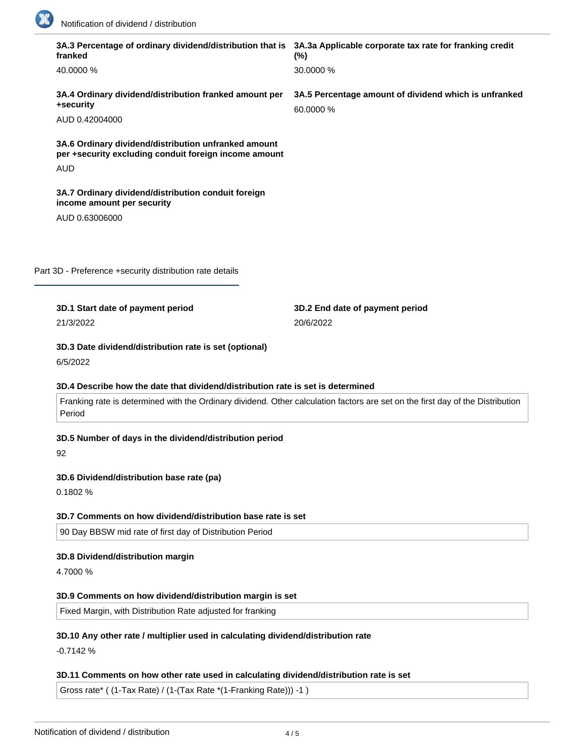**3A.3 Percentage of ordinary dividend/distribution that is franked**

40.0000 %

**3A.3a Applicable corporate tax rate for franking credit (%)**

30.0000 %

**3A.4 Ordinary dividend/distribution franked amount per +security**

AUD 0.42004000

**3A.5 Percentage amount of dividend which is unfranked**

60.0000 %

**3A.6 Ordinary dividend/distribution unfranked amount per +security excluding conduit foreign income amount**

AUD

**3A.7 Ordinary dividend/distribution conduit foreign income amount per security**

AUD 0.63006000

## Part 3D - Preference +security distribution rate details

**3D.1 Start date of payment period**

21/3/2022

**3D.2 End date of payment period**

20/6/2022

**3D.3 Date dividend/distribution rate is set (optional)**

6/5/2022

**3D.4 Describe how the date that dividend/distribution rate is set is determined**

Franking rate is determined with the Ordinary dividend. Other calculation factors are set on the first day of the Distribution Period

**3D.5 Number of days in the dividend/distribution period**

92

**3D.6 Dividend/distribution base rate (pa)**

0.1802 %

**3D.7 Comments on how dividend/distribution base rate is set**

90 Day BBSW mid rate of first day of Distribution Period

**3D.8 Dividend/distribution margin**

4.7000 %

**3D.9 Comments on how dividend/distribution margin is set**

Fixed Margin, with Distribution Rate adjusted for franking

**3D.10 Any other rate / multiplier used in calculating dividend/distribution rate**

-0.7142 %

**3D.11 Comments on how other rate used in calculating dividend/distribution rate is set**

Gross rate* ( (1-Tax Rate) / (1-(Tax Rate *(1-Franking Rate))) -1 )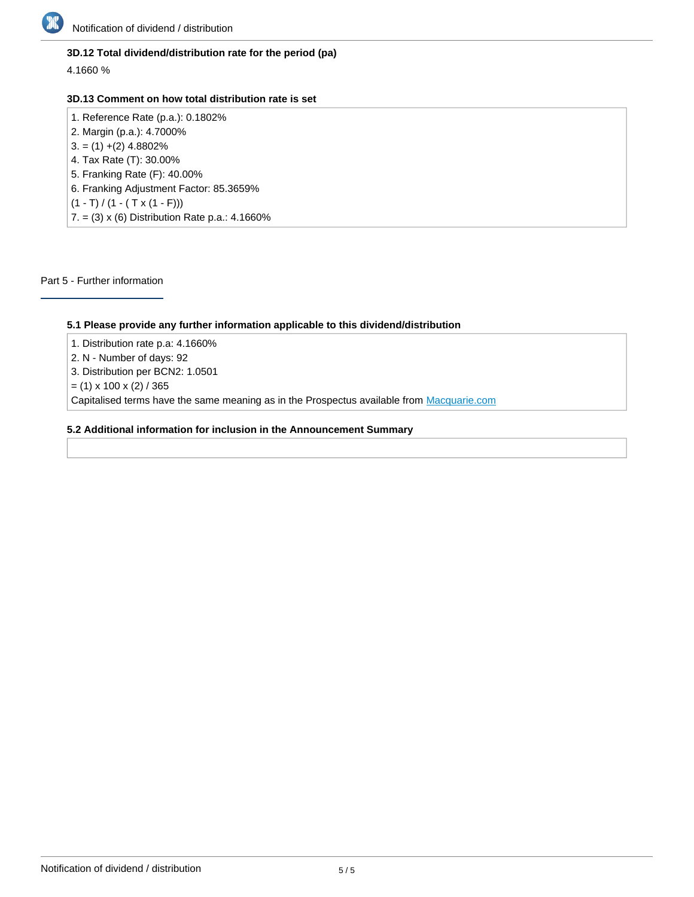### 3D.12 Total dividend/distribution rate for the period (pa)

4.1660 %

### 3D.13 Comment on how total distribution rate is set

1. Reference Rate (p.a.): 0.1802%
2. Margin (p.a.): 4.7000%
3. = (1) +(2) 4.8802%
4. Tax Rate (T): 30.00%
5. Franking Rate (F): 40.00%
6. Franking Adjustment Factor: 85.3659%

(1 - T) / (1 - ( T x (1 - F)))

7. = (3) x (6) Distribution Rate p.a.: 4.1660%

## Part 5 - Further information

### 5.1 Please provide any further information applicable to this dividend/distribution

1. Distribution rate p.a: 4.1660%
2. N - Number of days: 92
3. Distribution per BCN2: 1.0501

= (1) x 100 x (2) / 365

Capitalised terms have the same meaning as in the Prospectus available from [Macquarie.com](Macquarie.com)

### 5.2 Additional information for inclusion in the Announcement Summary